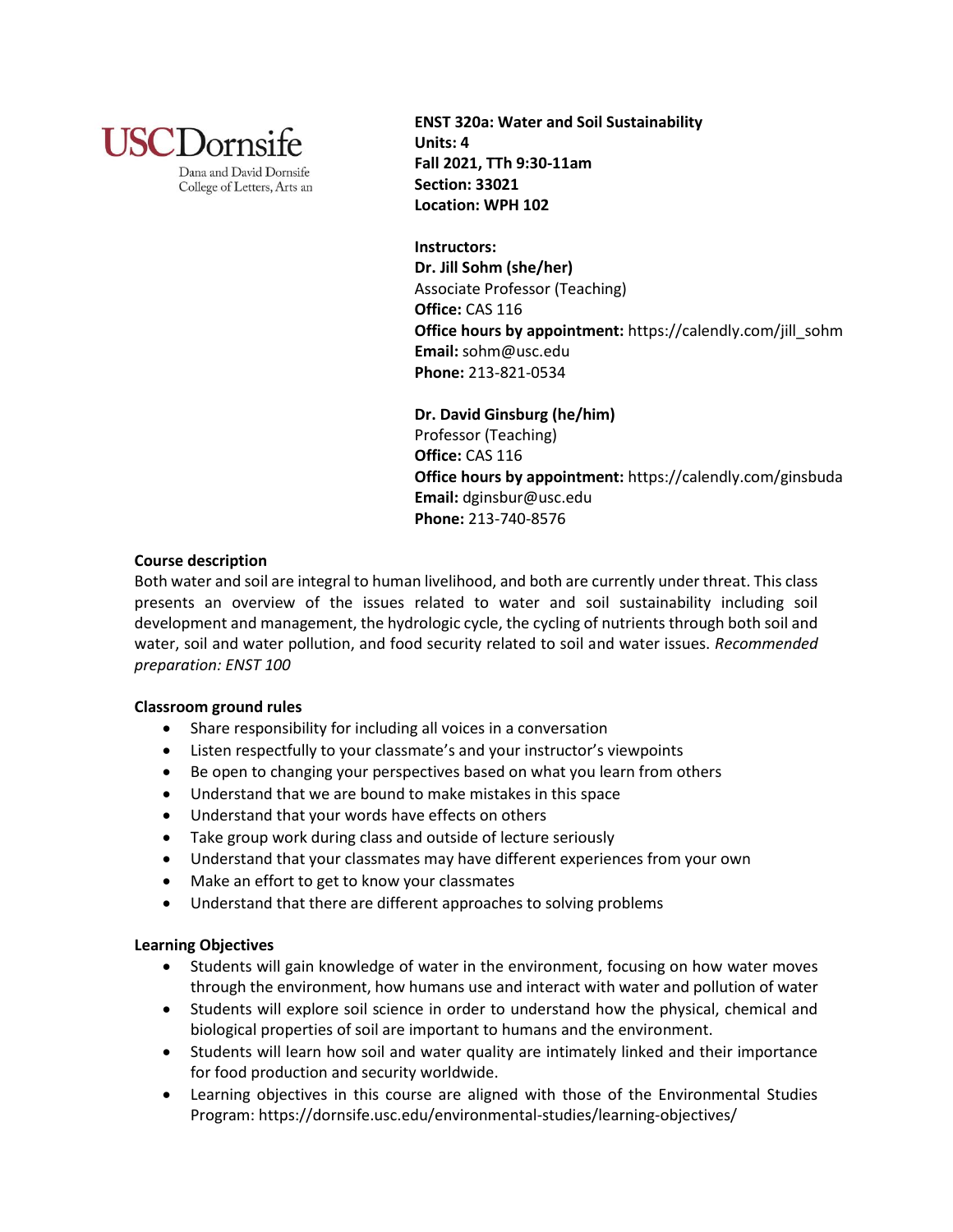USC Dornsife
Dana and David Dornsife College of Letters, Arts an

**ENST 320a: Water and Soil Sustainability**
**Units: 4**
**Fall 2021, TTh 9:30-11am**
**Section: 33021**
**Location: WPH 102**

**Instructors:**

**Dr. Jill Sohm (she/her)**
Associate Professor (Teaching)
**Office:** CAS 116
**Office hours by appointment:** https://calendly.com/jill_sohm
**Email:** sohm@usc.edu
**Phone:** 213-821-0534

**Dr. David Ginsburg (he/him)**
Professor (Teaching)
**Office:** CAS 116
**Office hours by appointment:** https://calendly.com/ginsbuda
**Email:** dginsbur@usc.edu
**Phone:** 213-740-8576

**Course description**

Both water and soil are integral to human livelihood, and both are currently under threat. This class presents an overview of the issues related to water and soil sustainability including soil development and management, the hydrologic cycle, the cycling of nutrients through both soil and water, soil and water pollution, and food security related to soil and water issues. *Recommended preparation: ENST 100*

**Classroom ground rules**

- Share responsibility for including all voices in a conversation
- Listen respectfully to your classmate's and your instructor's viewpoints
- Be open to changing your perspectives based on what you learn from others
- Understand that we are bound to make mistakes in this space
- Understand that your words have effects on others
- Take group work during class and outside of lecture seriously
- Understand that your classmates may have different experiences from your own
- Make an effort to get to know your classmates
- Understand that there are different approaches to solving problems

**Learning Objectives**

- Students will gain knowledge of water in the environment, focusing on how water moves through the environment, how humans use and interact with water and pollution of water
- Students will explore soil science in order to understand how the physical, chemical and biological properties of soil are important to humans and the environment.
- Students will learn how soil and water quality are intimately linked and their importance for food production and security worldwide.
- Learning objectives in this course are aligned with those of the Environmental Studies Program: https://dornsife.usc.edu/environmental-studies/learning-objectives/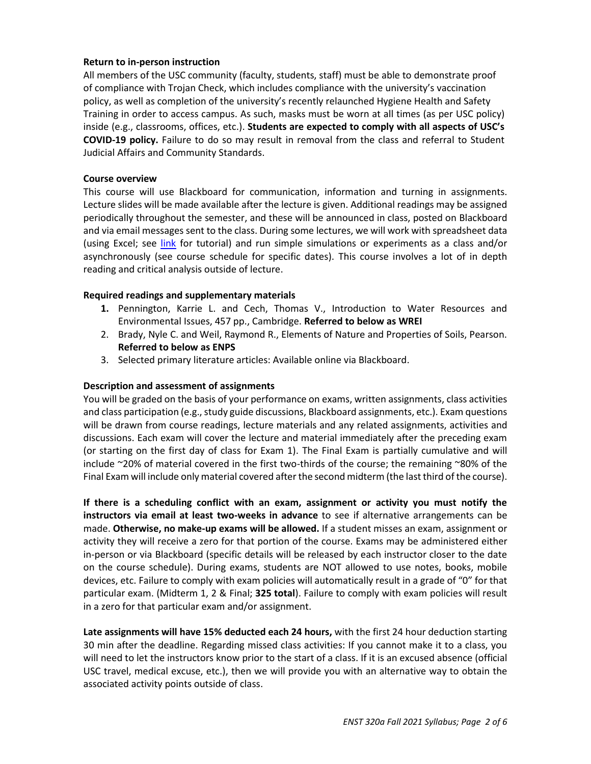**Return to in-person instruction**

All members of the USC community (faculty, students, staff) must be able to demonstrate proof of compliance with Trojan Check, which includes compliance with the university's vaccination policy, as well as completion of the university's recently relaunched Hygiene Health and Safety Training in order to access campus. As such, masks must be worn at all times (as per USC policy) inside (e.g., classrooms, offices, etc.). **Students are expected to comply with all aspects of USC's COVID-19 policy.** Failure to do so may result in removal from the class and referral to Student Judicial Affairs and Community Standards.

**Course overview**

This course will use Blackboard for communication, information and turning in assignments. Lecture slides will be made available after the lecture is given. Additional readings may be assigned periodically throughout the semester, and these will be announced in class, posted on Blackboard and via email messages sent to the class. During some lectures, we will work with spreadsheet data (using Excel; see link for tutorial) and run simple simulations or experiments as a class and/or asynchronously (see course schedule for specific dates). This course involves a lot of in depth reading and critical analysis outside of lecture.

**Required readings and supplementary materials**

1. Pennington, Karrie L. and Cech, Thomas V., Introduction to Water Resources and Environmental Issues, 457 pp., Cambridge. **Referred to below as WREI**
2. Brady, Nyle C. and Weil, Raymond R., Elements of Nature and Properties of Soils, Pearson. **Referred to below as ENPS**
3. Selected primary literature articles: Available online via Blackboard.

**Description and assessment of assignments**

You will be graded on the basis of your performance on exams, written assignments, class activities and class participation (e.g., study guide discussions, Blackboard assignments, etc.). Exam questions will be drawn from course readings, lecture materials and any related assignments, activities and discussions. Each exam will cover the lecture and material immediately after the preceding exam (or starting on the first day of class for Exam 1). The Final Exam is partially cumulative and will include ~20% of material covered in the first two-thirds of the course; the remaining ~80% of the Final Exam will include only material covered after the second midterm (the last third of the course).

**If there is a scheduling conflict with an exam, assignment or activity you must notify the instructors via email at least two-weeks in advance** to see if alternative arrangements can be made. **Otherwise, no make-up exams will be allowed.** If a student misses an exam, assignment or activity they will receive a zero for that portion of the course. Exams may be administered either in-person or via Blackboard (specific details will be released by each instructor closer to the date on the course schedule). During exams, students are NOT allowed to use notes, books, mobile devices, etc. Failure to comply with exam policies will automatically result in a grade of "0" for that particular exam. (Midterm 1, 2 & Final; **325 total**). Failure to comply with exam policies will result in a zero for that particular exam and/or assignment.

**Late assignments will have 15% deducted each 24 hours,** with the first 24 hour deduction starting 30 min after the deadline. Regarding missed class activities: If you cannot make it to a class, you will need to let the instructors know prior to the start of a class. If it is an excused absence (official USC travel, medical excuse, etc.), then we will provide you with an alternative way to obtain the associated activity points outside of class.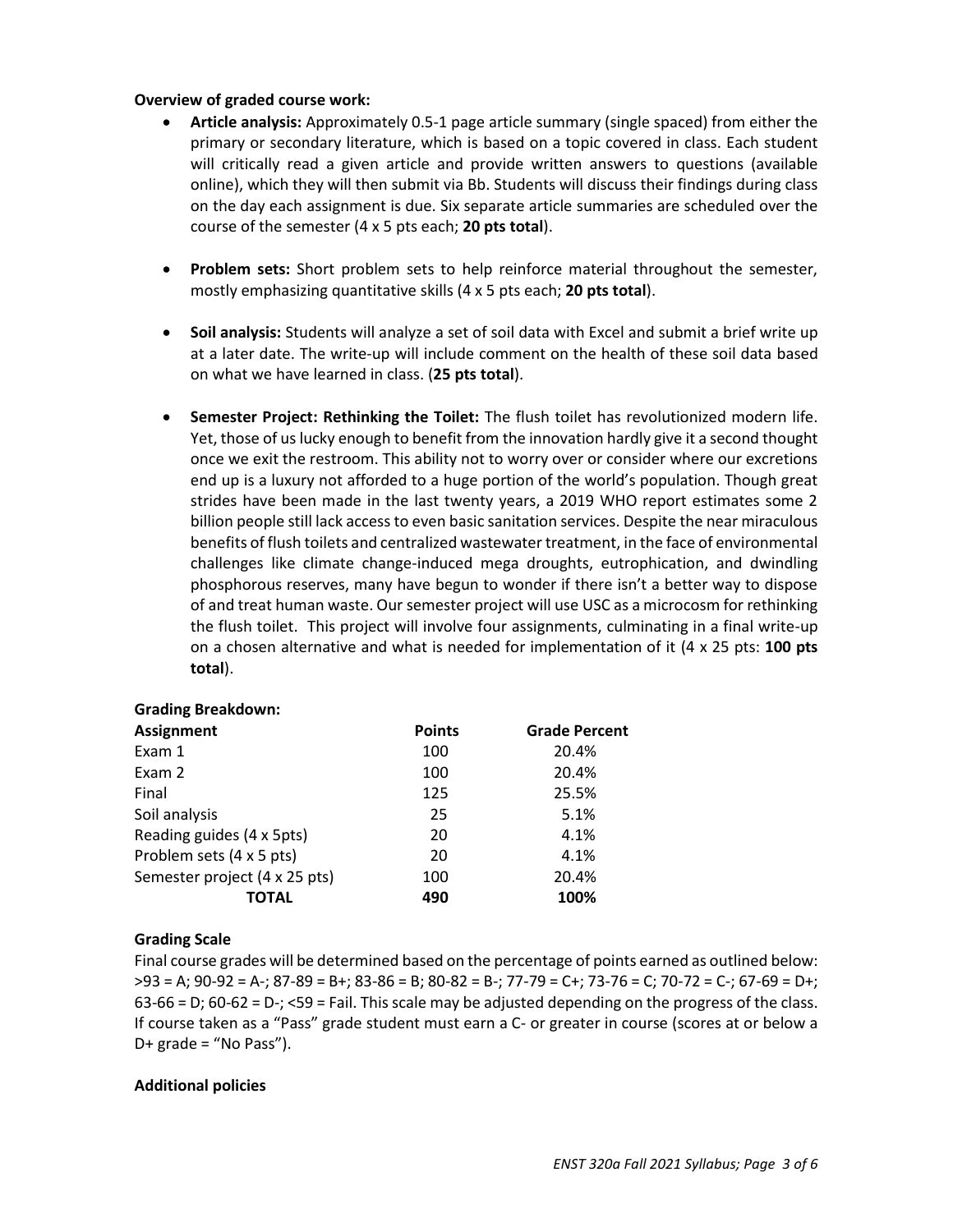**Overview of graded course work:**

- **Article analysis:** Approximately 0.5-1 page article summary (single spaced) from either the primary or secondary literature, which is based on a topic covered in class. Each student will critically read a given article and provide written answers to questions (available online), which they will then submit via Bb. Students will discuss their findings during class on the day each assignment is due. Six separate article summaries are scheduled over the course of the semester (4 x 5 pts each; **20 pts total**).

- **Problem sets:** Short problem sets to help reinforce material throughout the semester, mostly emphasizing quantitative skills (4 x 5 pts each; **20 pts total**).

- **Soil analysis:** Students will analyze a set of soil data with Excel and submit a brief write up at a later date. The write-up will include comment on the health of these soil data based on what we have learned in class. (**25 pts total**).

- **Semester Project: Rethinking the Toilet:** The flush toilet has revolutionized modern life. Yet, those of us lucky enough to benefit from the innovation hardly give it a second thought once we exit the restroom. This ability not to worry over or consider where our excretions end up is a luxury not afforded to a huge portion of the world's population. Though great strides have been made in the last twenty years, a 2019 WHO report estimates some 2 billion people still lack access to even basic sanitation services. Despite the near miraculous benefits of flush toilets and centralized wastewater treatment, in the face of environmental challenges like climate change-induced mega droughts, eutrophication, and dwindling phosphorous reserves, many have begun to wonder if there isn't a better way to dispose of and treat human waste. Our semester project will use USC as a microcosm for rethinking the flush toilet. This project will involve four assignments, culminating in a final write-up on a chosen alternative and what is needed for implementation of it (4 x 25 pts: **100 pts total**).

**Grading Breakdown:**

| **Assignment** | **Points** | **Grade Percent** |
|---|---|---|
| Exam 1 | 100 | 20.4% |
| Exam 2 | 100 | 20.4% |
| Final | 125 | 25.5% |
| Soil analysis | 25 | 5.1% |
| Reading guides (4 x 5pts) | 20 | 4.1% |
| Problem sets (4 x 5 pts) | 20 | 4.1% |
| Semester project (4 x 25 pts) | 100 | 20.4% |
| **TOTAL** | **490** | **100%** |

**Grading Scale**

Final course grades will be determined based on the percentage of points earned as outlined below: >93 = A; 90-92 = A-; 87-89 = B+; 83-86 = B; 80-82 = B-; 77-79 = C+; 73-76 = C; 70-72 = C-; 67-69 = D+; 63-66 = D; 60-62 = D-; <59 = Fail. This scale may be adjusted depending on the progress of the class. If course taken as a "Pass" grade student must earn a C- or greater in course (scores at or below a D+ grade = "No Pass").

**Additional policies**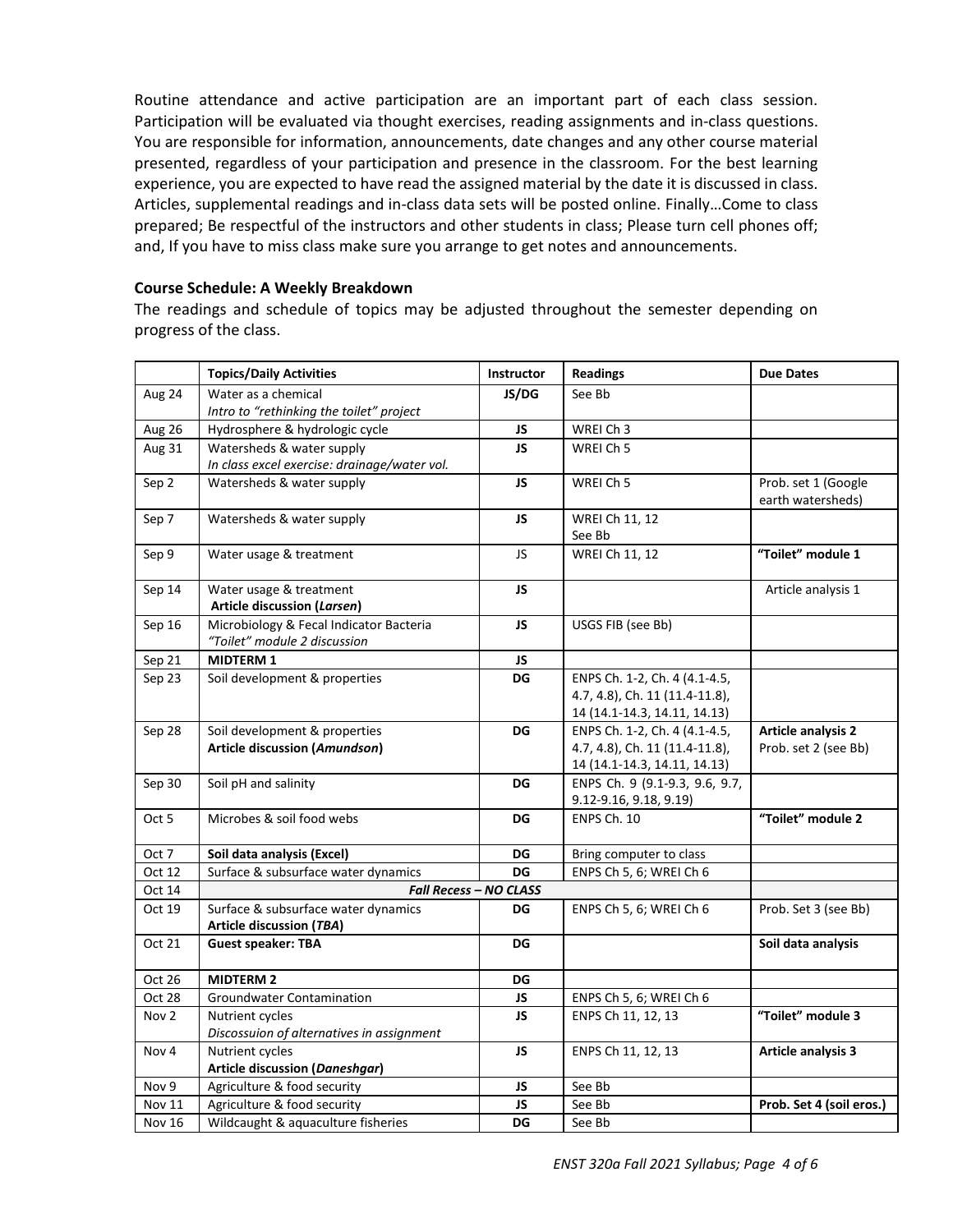Routine attendance and active participation are an important part of each class session. Participation will be evaluated via thought exercises, reading assignments and in-class questions. You are responsible for information, announcements, date changes and any other course material presented, regardless of your participation and presence in the classroom. For the best learning experience, you are expected to have read the assigned material by the date it is discussed in class. Articles, supplemental readings and in-class data sets will be posted online. Finally…Come to class prepared; Be respectful of the instructors and other students in class; Please turn cell phones off; and, If you have to miss class make sure you arrange to get notes and announcements.

**Course Schedule: A Weekly Breakdown**

The readings and schedule of topics may be adjusted throughout the semester depending on progress of the class.

| | **Topics/Daily Activities** | **Instructor** | **Readings** | **Due Dates** |
|---|---|---|---|---|
| Aug 24 | Water as a chemical<br>*Intro to "rethinking the toilet" project* | **JS/DG** | See Bb | |
| Aug 26 | Hydrosphere & hydrologic cycle | **JS** | WREI Ch 3 | |
| Aug 31 | Watersheds & water supply<br>*In class excel exercise: drainage/water vol.* | **JS** | WREI Ch 5 | |
| Sep 2 | Watersheds & water supply | **JS** | WREI Ch 5 | Prob. set 1 (Google earth watersheds) |
| Sep 7 | Watersheds & water supply | **JS** | WREI Ch 11, 12<br>See Bb | |
| Sep 9 | Water usage & treatment | JS | WREI Ch 11, 12 | **"Toilet" module 1** |
| Sep 14 | Water usage & treatment<br>**Article discussion (*Larsen*)** | **JS** | | Article analysis 1 |
| Sep 16 | Microbiology & Fecal Indicator Bacteria<br>*"Toilet" module 2 discussion* | **JS** | USGS FIB (see Bb) | |
| Sep 21 | **MIDTERM 1** | **JS** | | |
| Sep 23 | Soil development & properties | **DG** | ENPS Ch. 1-2, Ch. 4 (4.1-4.5, 4.7, 4.8), Ch. 11 (11.4-11.8), 14 (14.1-14.3, 14.11, 14.13) | |
| Sep 28 | Soil development & properties<br>**Article discussion (*Amundson*)** | **DG** | ENPS Ch. 1-2, Ch. 4 (4.1-4.5, 4.7, 4.8), Ch. 11 (11.4-11.8), 14 (14.1-14.3, 14.11, 14.13) | **Article analysis 2**<br>Prob. set 2 (see Bb) |
| Sep 30 | Soil pH and salinity | **DG** | ENPS Ch. 9 (9.1-9.3, 9.6, 9.7, 9.12-9.16, 9.18, 9.19) | |
| Oct 5 | Microbes & soil food webs | **DG** | ENPS Ch. 10 | **"Toilet" module 2** |
| Oct 7 | **Soil data analysis (Excel)** | **DG** | Bring computer to class | |
| Oct 12 | Surface & subsurface water dynamics | **DG** | ENPS Ch 5, 6; WREI Ch 6 | |
| Oct 14 | ***Fall Recess – NO CLASS*** | | | |
| Oct 19 | Surface & subsurface water dynamics<br>**Article discussion (*TBA*)** | **DG** | ENPS Ch 5, 6; WREI Ch 6 | Prob. Set 3 (see Bb) |
| Oct 21 | **Guest speaker: TBA** | **DG** | | **Soil data analysis** |
| Oct 26 | **MIDTERM 2** | **DG** | | |
| Oct 28 | Groundwater Contamination | **JS** | ENPS Ch 5, 6; WREI Ch 6 | |
| Nov 2 | Nutrient cycles<br>*Discossuion of alternatives in assignment* | **JS** | ENPS Ch 11, 12, 13 | **"Toilet" module 3** |
| Nov 4 | Nutrient cycles<br>**Article discussion (*Daneshgar*)** | **JS** | ENPS Ch 11, 12, 13 | **Article analysis 3** |
| Nov 9 | Agriculture & food security | **JS** | See Bb | |
| Nov 11 | Agriculture & food security | **JS** | See Bb | **Prob. Set 4 (soil eros.)** |
| Nov 16 | Wildcaught & aquaculture fisheries | **DG** | See Bb | |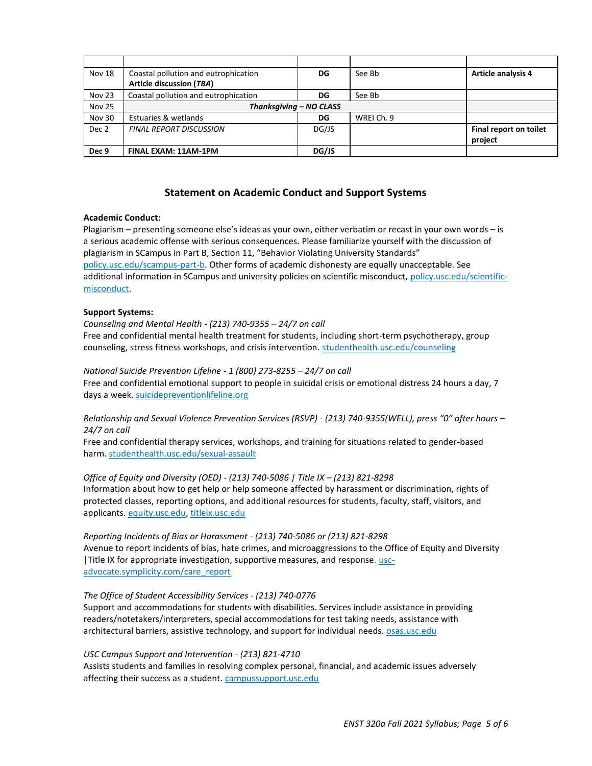| | | | | |
|---|---|---|---|---|
| Nov 18 | Coastal pollution and eutrophication<br>**Article discussion (*TBA*)** | **DG** | See Bb | **Article analysis 4** |
| Nov 23 | Coastal pollution and eutrophication | **DG** | See Bb | |
| Nov 25 | ***Thanksgiving – NO CLASS*** | | | |
| Nov 30 | Estuaries & wetlands | **DG** | WREI Ch. 9 | |
| Dec 2 | *FINAL REPORT DISCUSSION* | DG/JS | | **Final report on toilet project** |
| **Dec 9** | **FINAL EXAM: 11AM-1PM** | **DG/JS** | | |

## Statement on Academic Conduct and Support Systems

**Academic Conduct:**

Plagiarism – presenting someone else's ideas as your own, either verbatim or recast in your own words – is a serious academic offense with serious consequences. Please familiarize yourself with the discussion of plagiarism in SCampus in Part B, Section 11, "Behavior Violating University Standards" policy.usc.edu/scampus-part-b. Other forms of academic dishonesty are equally unacceptable. See additional information in SCampus and university policies on scientific misconduct, policy.usc.edu/scientific-misconduct.

**Support Systems:**

*Counseling and Mental Health - (213) 740-9355 – 24/7 on call*
Free and confidential mental health treatment for students, including short-term psychotherapy, group counseling, stress fitness workshops, and crisis intervention. studenthealth.usc.edu/counseling

*National Suicide Prevention Lifeline - 1 (800) 273-8255 – 24/7 on call*
Free and confidential emotional support to people in suicidal crisis or emotional distress 24 hours a day, 7 days a week. suicidepreventionlifeline.org

*Relationship and Sexual Violence Prevention Services (RSVP) - (213) 740-9355(WELL), press "0" after hours – 24/7 on call*
Free and confidential therapy services, workshops, and training for situations related to gender-based harm. studenthealth.usc.edu/sexual-assault

*Office of Equity and Diversity (OED) - (213) 740-5086 | Title IX – (213) 821-8298*
Information about how to get help or help someone affected by harassment or discrimination, rights of protected classes, reporting options, and additional resources for students, faculty, staff, visitors, and applicants. equity.usc.edu, titleix.usc.edu

*Reporting Incidents of Bias or Harassment - (213) 740-5086 or (213) 821-8298*
Avenue to report incidents of bias, hate crimes, and microaggressions to the Office of Equity and Diversity |Title IX for appropriate investigation, supportive measures, and response. usc-advocate.symplicity.com/care_report

*The Office of Student Accessibility Services - (213) 740-0776*
Support and accommodations for students with disabilities. Services include assistance in providing readers/notetakers/interpreters, special accommodations for test taking needs, assistance with architectural barriers, assistive technology, and support for individual needs. osas.usc.edu

*USC Campus Support and Intervention - (213) 821-4710*
Assists students and families in resolving complex personal, financial, and academic issues adversely affecting their success as a student. campussupport.usc.edu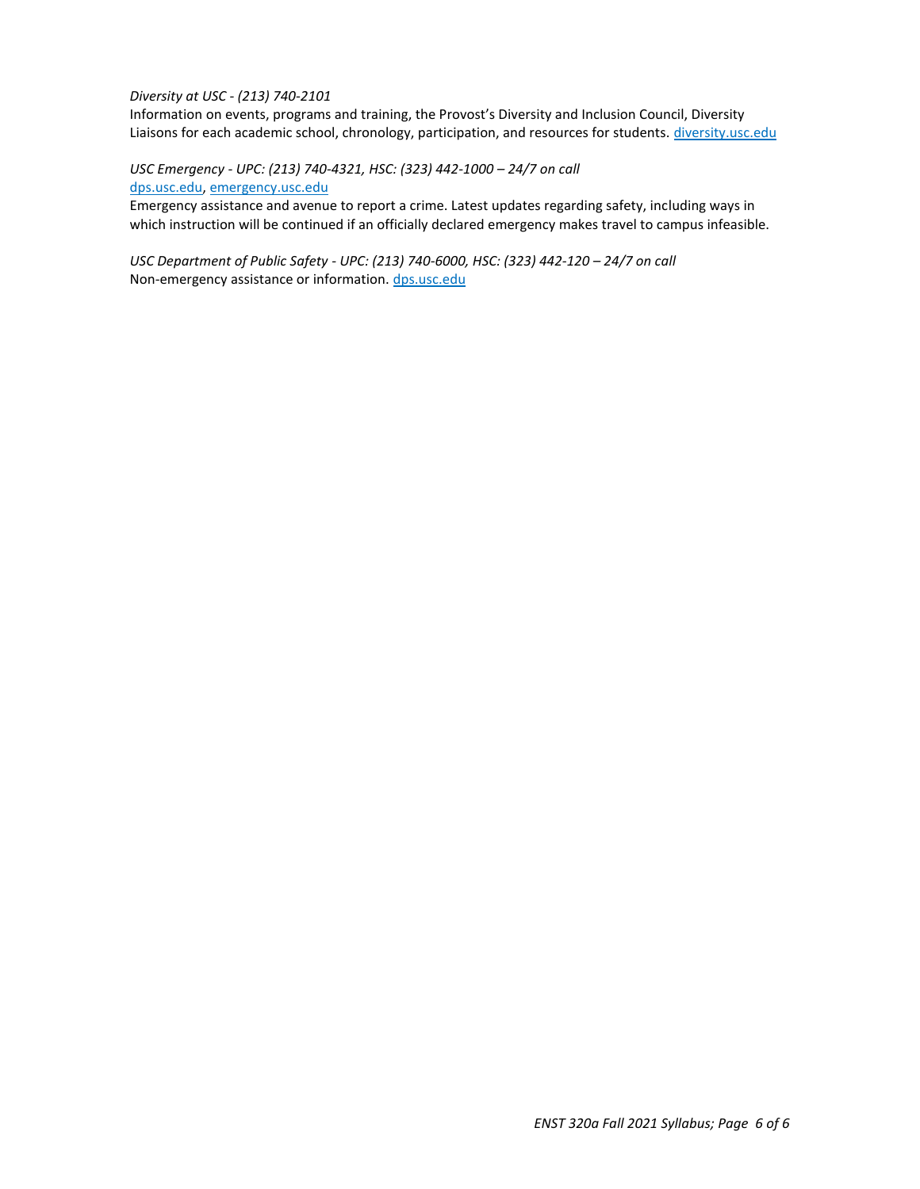*Diversity at USC - (213) 740-2101*
Information on events, programs and training, the Provost's Diversity and Inclusion Council, Diversity Liaisons for each academic school, chronology, participation, and resources for students. diversity.usc.edu

*USC Emergency - UPC: (213) 740-4321, HSC: (323) 442-1000 – 24/7 on call*
dps.usc.edu, emergency.usc.edu
Emergency assistance and avenue to report a crime. Latest updates regarding safety, including ways in which instruction will be continued if an officially declared emergency makes travel to campus infeasible.

*USC Department of Public Safety - UPC: (213) 740-6000, HSC: (323) 442-120 – 24/7 on call*
Non-emergency assistance or information. dps.usc.edu